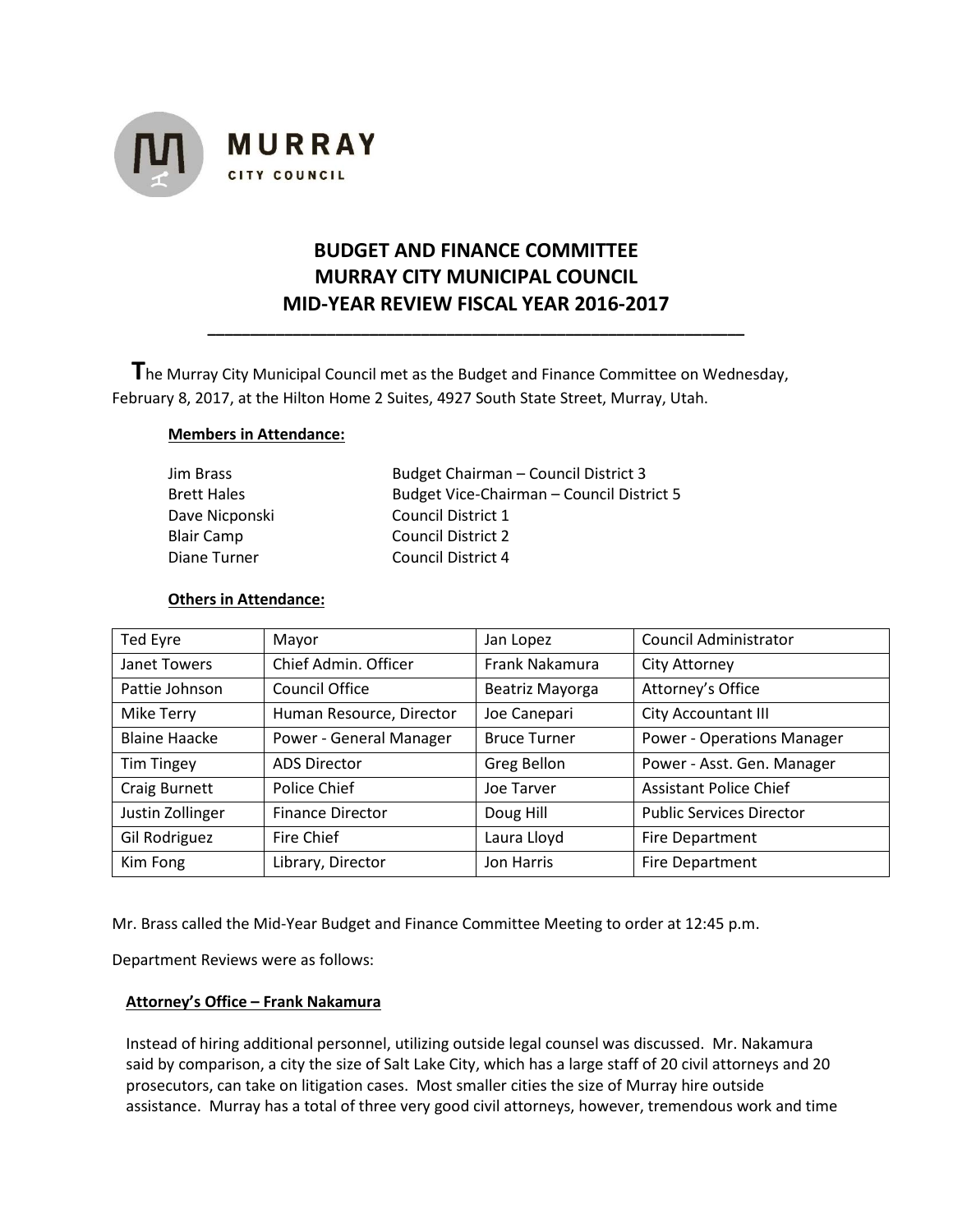MURRAY CITY COUNCIL

# BUDGET AND FINANCE COMMITTEE
# MURRAY CITY MUNICIPAL COUNCIL
# MID-YEAR REVIEW FISCAL YEAR 2016-2017

---

**T**he Murray City Municipal Council met as the Budget and Finance Committee on Wednesday, February 8, 2017, at the Hilton Home 2 Suites, 4927 South State Street, Murray, Utah.

**Members in Attendance:**

| | |
|---|---|
| Jim Brass | Budget Chairman – Council District 3 |
| Brett Hales | Budget Vice-Chairman – Council District 5 |
| Dave Nicponski | Council District 1 |
| Blair Camp | Council District 2 |
| Diane Turner | Council District 4 |

**Others in Attendance:**

| | | | |
|---|---|---|---|
| Ted Eyre | Mayor | Jan Lopez | Council Administrator |
| Janet Towers | Chief Admin. Officer | Frank Nakamura | City Attorney |
| Pattie Johnson | Council Office | Beatriz Mayorga | Attorney's Office |
| Mike Terry | Human Resource, Director | Joe Canepari | City Accountant III |
| Blaine Haacke | Power - General Manager | Bruce Turner | Power - Operations Manager |
| Tim Tingey | ADS Director | Greg Bellon | Power - Asst. Gen. Manager |
| Craig Burnett | Police Chief | Joe Tarver | Assistant Police Chief |
| Justin Zollinger | Finance Director | Doug Hill | Public Services Director |
| Gil Rodriguez | Fire Chief | Laura Lloyd | Fire Department |
| Kim Fong | Library, Director | Jon Harris | Fire Department |

Mr. Brass called the Mid-Year Budget and Finance Committee Meeting to order at 12:45 p.m.

Department Reviews were as follows:

**Attorney's Office – Frank Nakamura**

Instead of hiring additional personnel, utilizing outside legal counsel was discussed. Mr. Nakamura said by comparison, a city the size of Salt Lake City, which has a large staff of 20 civil attorneys and 20 prosecutors, can take on litigation cases. Most smaller cities the size of Murray hire outside assistance. Murray has a total of three very good civil attorneys, however, tremendous work and time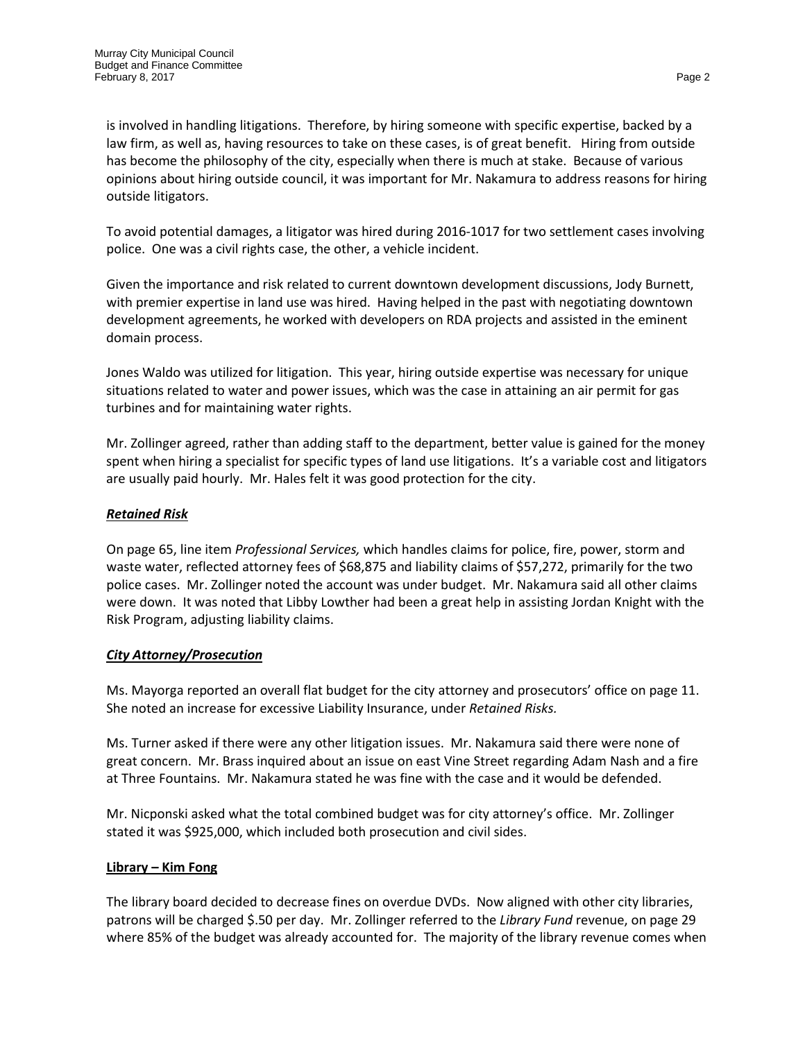is involved in handling litigations. Therefore, by hiring someone with specific expertise, backed by a law firm, as well as, having resources to take on these cases, is of great benefit. Hiring from outside has become the philosophy of the city, especially when there is much at stake. Because of various opinions about hiring outside council, it was important for Mr. Nakamura to address reasons for hiring outside litigators.

To avoid potential damages, a litigator was hired during 2016-1017 for two settlement cases involving police. One was a civil rights case, the other, a vehicle incident.

Given the importance and risk related to current downtown development discussions, Jody Burnett, with premier expertise in land use was hired. Having helped in the past with negotiating downtown development agreements, he worked with developers on RDA projects and assisted in the eminent domain process.

Jones Waldo was utilized for litigation. This year, hiring outside expertise was necessary for unique situations related to water and power issues, which was the case in attaining an air permit for gas turbines and for maintaining water rights.

Mr. Zollinger agreed, rather than adding staff to the department, better value is gained for the money spent when hiring a specialist for specific types of land use litigations. It's a variable cost and litigators are usually paid hourly. Mr. Hales felt it was good protection for the city.

***Retained Risk***

On page 65, line item *Professional Services,* which handles claims for police, fire, power, storm and waste water, reflected attorney fees of $68,875 and liability claims of $57,272, primarily for the two police cases. Mr. Zollinger noted the account was under budget. Mr. Nakamura said all other claims were down. It was noted that Libby Lowther had been a great help in assisting Jordan Knight with the Risk Program, adjusting liability claims.

***City Attorney/Prosecution***

Ms. Mayorga reported an overall flat budget for the city attorney and prosecutors' office on page 11. She noted an increase for excessive Liability Insurance, under *Retained Risks.*

Ms. Turner asked if there were any other litigation issues. Mr. Nakamura said there were none of great concern. Mr. Brass inquired about an issue on east Vine Street regarding Adam Nash and a fire at Three Fountains. Mr. Nakamura stated he was fine with the case and it would be defended.

Mr. Nicponski asked what the total combined budget was for city attorney's office. Mr. Zollinger stated it was $925,000, which included both prosecution and civil sides.

**Library – Kim Fong**

The library board decided to decrease fines on overdue DVDs. Now aligned with other city libraries, patrons will be charged $.50 per day. Mr. Zollinger referred to the *Library Fund* revenue, on page 29 where 85% of the budget was already accounted for. The majority of the library revenue comes when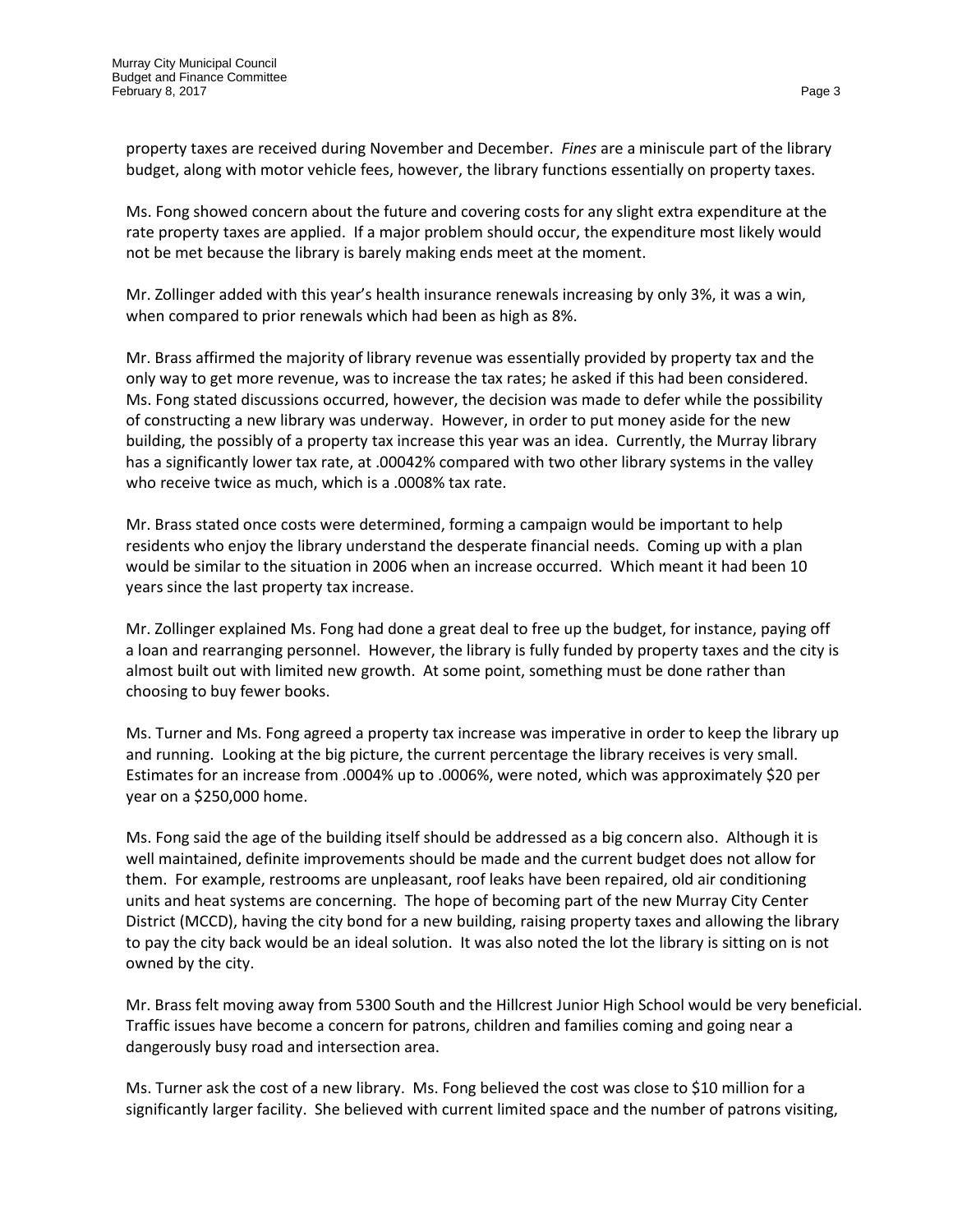property taxes are received during November and December. *Fines* are a miniscule part of the library budget, along with motor vehicle fees, however, the library functions essentially on property taxes.

Ms. Fong showed concern about the future and covering costs for any slight extra expenditure at the rate property taxes are applied. If a major problem should occur, the expenditure most likely would not be met because the library is barely making ends meet at the moment.

Mr. Zollinger added with this year's health insurance renewals increasing by only 3%, it was a win, when compared to prior renewals which had been as high as 8%.

Mr. Brass affirmed the majority of library revenue was essentially provided by property tax and the only way to get more revenue, was to increase the tax rates; he asked if this had been considered. Ms. Fong stated discussions occurred, however, the decision was made to defer while the possibility of constructing a new library was underway. However, in order to put money aside for the new building, the possibly of a property tax increase this year was an idea. Currently, the Murray library has a significantly lower tax rate, at .00042% compared with two other library systems in the valley who receive twice as much, which is a .0008% tax rate.

Mr. Brass stated once costs were determined, forming a campaign would be important to help residents who enjoy the library understand the desperate financial needs. Coming up with a plan would be similar to the situation in 2006 when an increase occurred. Which meant it had been 10 years since the last property tax increase.

Mr. Zollinger explained Ms. Fong had done a great deal to free up the budget, for instance, paying off a loan and rearranging personnel. However, the library is fully funded by property taxes and the city is almost built out with limited new growth. At some point, something must be done rather than choosing to buy fewer books.

Ms. Turner and Ms. Fong agreed a property tax increase was imperative in order to keep the library up and running. Looking at the big picture, the current percentage the library receives is very small. Estimates for an increase from .0004% up to .0006%, were noted, which was approximately $20 per year on a $250,000 home.

Ms. Fong said the age of the building itself should be addressed as a big concern also. Although it is well maintained, definite improvements should be made and the current budget does not allow for them. For example, restrooms are unpleasant, roof leaks have been repaired, old air conditioning units and heat systems are concerning. The hope of becoming part of the new Murray City Center District (MCCD), having the city bond for a new building, raising property taxes and allowing the library to pay the city back would be an ideal solution. It was also noted the lot the library is sitting on is not owned by the city.

Mr. Brass felt moving away from 5300 South and the Hillcrest Junior High School would be very beneficial. Traffic issues have become a concern for patrons, children and families coming and going near a dangerously busy road and intersection area.

Ms. Turner ask the cost of a new library. Ms. Fong believed the cost was close to $10 million for a significantly larger facility. She believed with current limited space and the number of patrons visiting,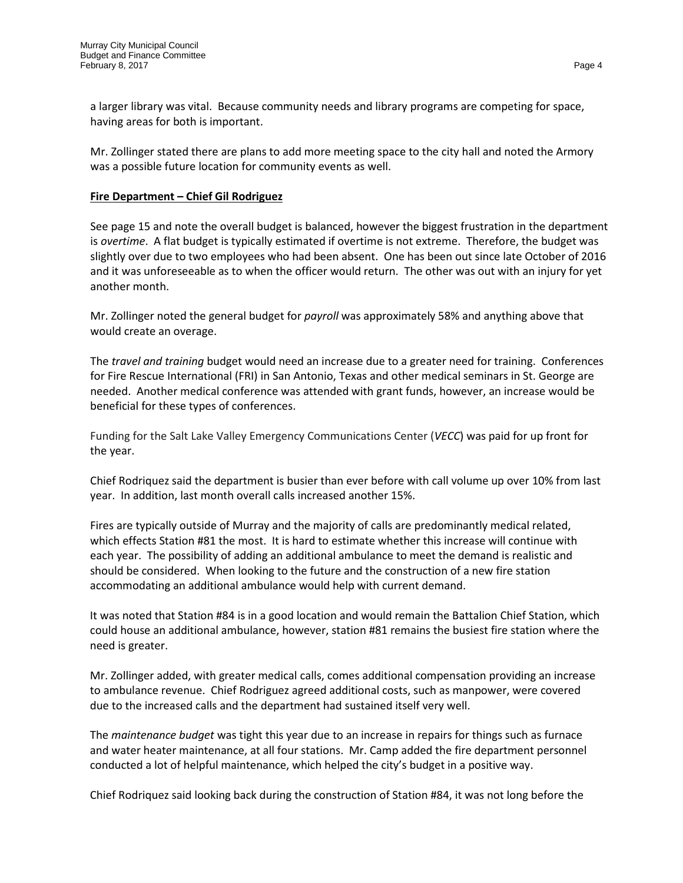a larger library was vital. Because community needs and library programs are competing for space, having areas for both is important.

Mr. Zollinger stated there are plans to add more meeting space to the city hall and noted the Armory was a possible future location for community events as well.

**Fire Department – Chief Gil Rodriguez**

See page 15 and note the overall budget is balanced, however the biggest frustration in the department is *overtime*. A flat budget is typically estimated if overtime is not extreme. Therefore, the budget was slightly over due to two employees who had been absent. One has been out since late October of 2016 and it was unforeseeable as to when the officer would return. The other was out with an injury for yet another month.

Mr. Zollinger noted the general budget for *payroll* was approximately 58% and anything above that would create an overage.

The *travel and training* budget would need an increase due to a greater need for training. Conferences for Fire Rescue International (FRI) in San Antonio, Texas and other medical seminars in St. George are needed. Another medical conference was attended with grant funds, however, an increase would be beneficial for these types of conferences.

Funding for the Salt Lake Valley Emergency Communications Center (*VECC*) was paid for up front for the year.

Chief Rodriquez said the department is busier than ever before with call volume up over 10% from last year. In addition, last month overall calls increased another 15%.

Fires are typically outside of Murray and the majority of calls are predominantly medical related, which effects Station #81 the most. It is hard to estimate whether this increase will continue with each year. The possibility of adding an additional ambulance to meet the demand is realistic and should be considered. When looking to the future and the construction of a new fire station accommodating an additional ambulance would help with current demand.

It was noted that Station #84 is in a good location and would remain the Battalion Chief Station, which could house an additional ambulance, however, station #81 remains the busiest fire station where the need is greater.

Mr. Zollinger added, with greater medical calls, comes additional compensation providing an increase to ambulance revenue. Chief Rodriguez agreed additional costs, such as manpower, were covered due to the increased calls and the department had sustained itself very well.

The *maintenance budget* was tight this year due to an increase in repairs for things such as furnace and water heater maintenance, at all four stations. Mr. Camp added the fire department personnel conducted a lot of helpful maintenance, which helped the city's budget in a positive way.

Chief Rodriquez said looking back during the construction of Station #84, it was not long before the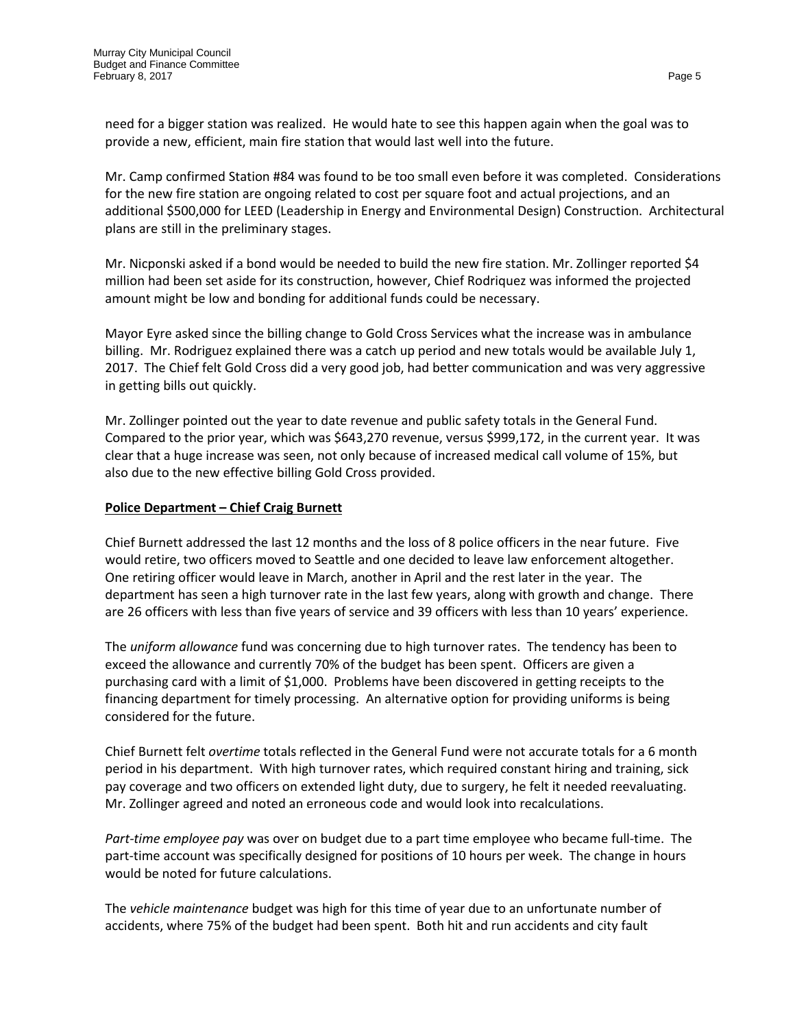need for a bigger station was realized. He would hate to see this happen again when the goal was to provide a new, efficient, main fire station that would last well into the future.

Mr. Camp confirmed Station #84 was found to be too small even before it was completed. Considerations for the new fire station are ongoing related to cost per square foot and actual projections, and an additional $500,000 for LEED (Leadership in Energy and Environmental Design) Construction. Architectural plans are still in the preliminary stages.

Mr. Nicponski asked if a bond would be needed to build the new fire station. Mr. Zollinger reported $4 million had been set aside for its construction, however, Chief Rodriquez was informed the projected amount might be low and bonding for additional funds could be necessary.

Mayor Eyre asked since the billing change to Gold Cross Services what the increase was in ambulance billing. Mr. Rodriguez explained there was a catch up period and new totals would be available July 1, 2017. The Chief felt Gold Cross did a very good job, had better communication and was very aggressive in getting bills out quickly.

Mr. Zollinger pointed out the year to date revenue and public safety totals in the General Fund. Compared to the prior year, which was $643,270 revenue, versus $999,172, in the current year. It was clear that a huge increase was seen, not only because of increased medical call volume of 15%, but also due to the new effective billing Gold Cross provided.

**Police Department – Chief Craig Burnett**

Chief Burnett addressed the last 12 months and the loss of 8 police officers in the near future. Five would retire, two officers moved to Seattle and one decided to leave law enforcement altogether. One retiring officer would leave in March, another in April and the rest later in the year. The department has seen a high turnover rate in the last few years, along with growth and change. There are 26 officers with less than five years of service and 39 officers with less than 10 years' experience.

The *uniform allowance* fund was concerning due to high turnover rates. The tendency has been to exceed the allowance and currently 70% of the budget has been spent. Officers are given a purchasing card with a limit of $1,000. Problems have been discovered in getting receipts to the financing department for timely processing. An alternative option for providing uniforms is being considered for the future.

Chief Burnett felt *overtime* totals reflected in the General Fund were not accurate totals for a 6 month period in his department. With high turnover rates, which required constant hiring and training, sick pay coverage and two officers on extended light duty, due to surgery, he felt it needed reevaluating. Mr. Zollinger agreed and noted an erroneous code and would look into recalculations.

*Part-time employee pay* was over on budget due to a part time employee who became full-time. The part-time account was specifically designed for positions of 10 hours per week. The change in hours would be noted for future calculations.

The *vehicle maintenance* budget was high for this time of year due to an unfortunate number of accidents, where 75% of the budget had been spent. Both hit and run accidents and city fault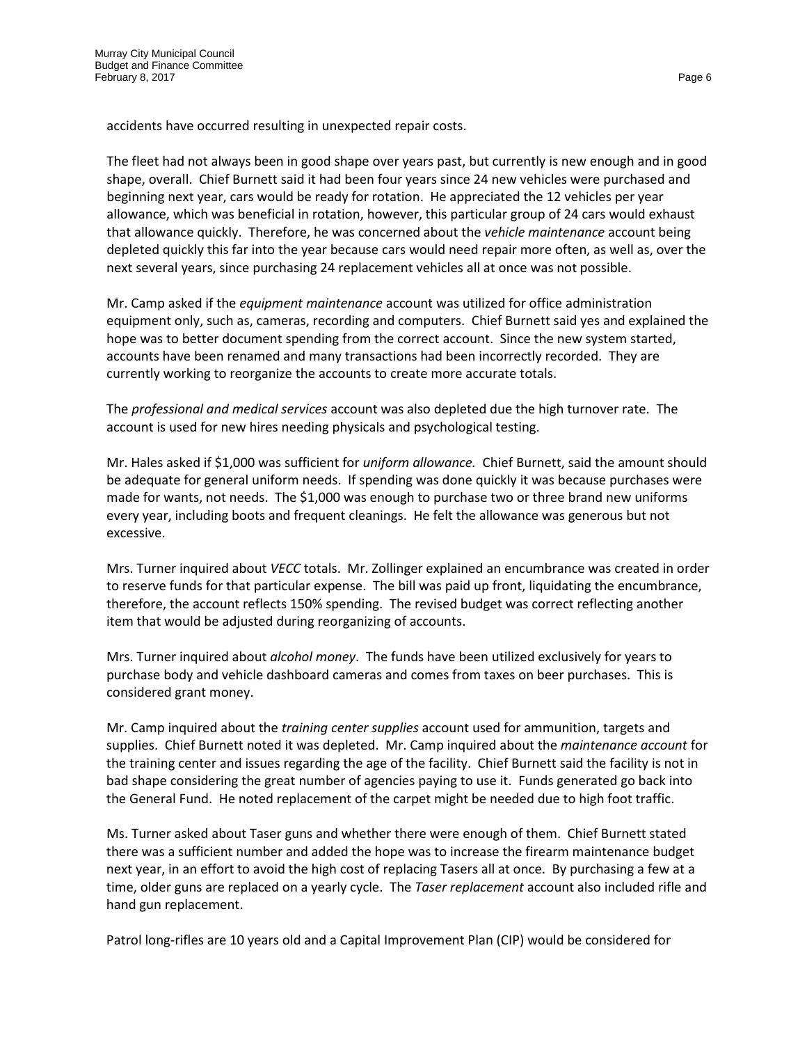accidents have occurred resulting in unexpected repair costs.

The fleet had not always been in good shape over years past, but currently is new enough and in good shape, overall. Chief Burnett said it had been four years since 24 new vehicles were purchased and beginning next year, cars would be ready for rotation. He appreciated the 12 vehicles per year allowance, which was beneficial in rotation, however, this particular group of 24 cars would exhaust that allowance quickly. Therefore, he was concerned about the *vehicle maintenance* account being depleted quickly this far into the year because cars would need repair more often, as well as, over the next several years, since purchasing 24 replacement vehicles all at once was not possible.

Mr. Camp asked if the *equipment maintenance* account was utilized for office administration equipment only, such as, cameras, recording and computers. Chief Burnett said yes and explained the hope was to better document spending from the correct account. Since the new system started, accounts have been renamed and many transactions had been incorrectly recorded. They are currently working to reorganize the accounts to create more accurate totals.

The *professional and medical services* account was also depleted due the high turnover rate. The account is used for new hires needing physicals and psychological testing.

Mr. Hales asked if $1,000 was sufficient for *uniform allowance.* Chief Burnett, said the amount should be adequate for general uniform needs. If spending was done quickly it was because purchases were made for wants, not needs. The $1,000 was enough to purchase two or three brand new uniforms every year, including boots and frequent cleanings. He felt the allowance was generous but not excessive.

Mrs. Turner inquired about *VECC* totals. Mr. Zollinger explained an encumbrance was created in order to reserve funds for that particular expense. The bill was paid up front, liquidating the encumbrance, therefore, the account reflects 150% spending. The revised budget was correct reflecting another item that would be adjusted during reorganizing of accounts.

Mrs. Turner inquired about *alcohol money*. The funds have been utilized exclusively for years to purchase body and vehicle dashboard cameras and comes from taxes on beer purchases. This is considered grant money.

Mr. Camp inquired about the *training center supplies* account used for ammunition, targets and supplies. Chief Burnett noted it was depleted. Mr. Camp inquired about the *maintenance account* for the training center and issues regarding the age of the facility. Chief Burnett said the facility is not in bad shape considering the great number of agencies paying to use it. Funds generated go back into the General Fund. He noted replacement of the carpet might be needed due to high foot traffic.

Ms. Turner asked about Taser guns and whether there were enough of them. Chief Burnett stated there was a sufficient number and added the hope was to increase the firearm maintenance budget next year, in an effort to avoid the high cost of replacing Tasers all at once. By purchasing a few at a time, older guns are replaced on a yearly cycle. The *Taser replacement* account also included rifle and hand gun replacement.

Patrol long-rifles are 10 years old and a Capital Improvement Plan (CIP) would be considered for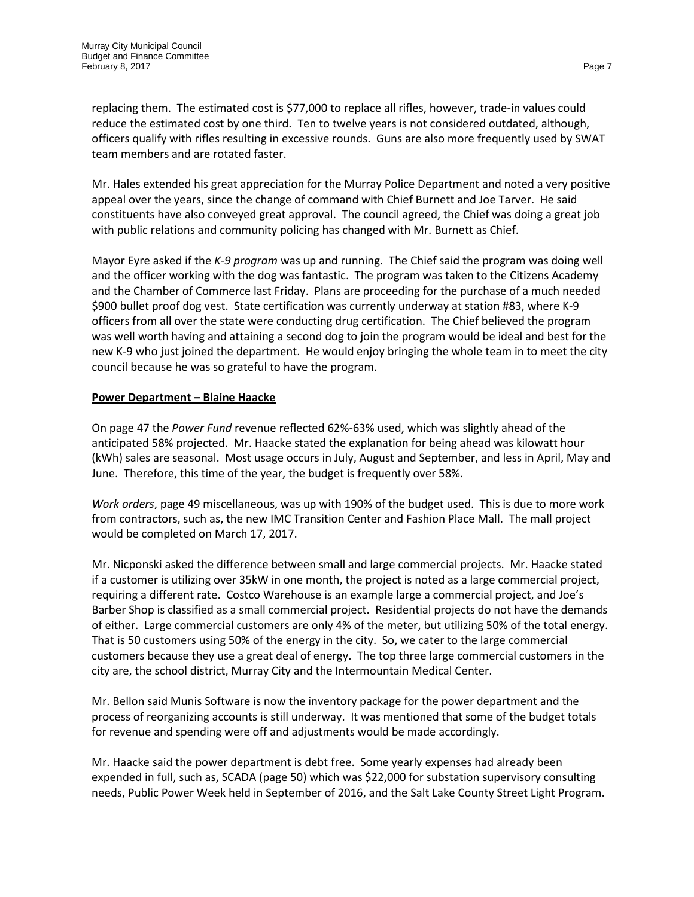replacing them. The estimated cost is $77,000 to replace all rifles, however, trade-in values could reduce the estimated cost by one third. Ten to twelve years is not considered outdated, although, officers qualify with rifles resulting in excessive rounds. Guns are also more frequently used by SWAT team members and are rotated faster.

Mr. Hales extended his great appreciation for the Murray Police Department and noted a very positive appeal over the years, since the change of command with Chief Burnett and Joe Tarver. He said constituents have also conveyed great approval. The council agreed, the Chief was doing a great job with public relations and community policing has changed with Mr. Burnett as Chief.

Mayor Eyre asked if the *K-9 program* was up and running. The Chief said the program was doing well and the officer working with the dog was fantastic. The program was taken to the Citizens Academy and the Chamber of Commerce last Friday. Plans are proceeding for the purchase of a much needed $900 bullet proof dog vest. State certification was currently underway at station #83, where K-9 officers from all over the state were conducting drug certification. The Chief believed the program was well worth having and attaining a second dog to join the program would be ideal and best for the new K-9 who just joined the department. He would enjoy bringing the whole team in to meet the city council because he was so grateful to have the program.

**Power Department – Blaine Haacke**

On page 47 the *Power Fund* revenue reflected 62%-63% used, which was slightly ahead of the anticipated 58% projected. Mr. Haacke stated the explanation for being ahead was kilowatt hour (kWh) sales are seasonal. Most usage occurs in July, August and September, and less in April, May and June. Therefore, this time of the year, the budget is frequently over 58%.

*Work orders*, page 49 miscellaneous, was up with 190% of the budget used. This is due to more work from contractors, such as, the new IMC Transition Center and Fashion Place Mall. The mall project would be completed on March 17, 2017.

Mr. Nicponski asked the difference between small and large commercial projects. Mr. Haacke stated if a customer is utilizing over 35kW in one month, the project is noted as a large commercial project, requiring a different rate. Costco Warehouse is an example large a commercial project, and Joe's Barber Shop is classified as a small commercial project. Residential projects do not have the demands of either. Large commercial customers are only 4% of the meter, but utilizing 50% of the total energy. That is 50 customers using 50% of the energy in the city. So, we cater to the large commercial customers because they use a great deal of energy. The top three large commercial customers in the city are, the school district, Murray City and the Intermountain Medical Center.

Mr. Bellon said Munis Software is now the inventory package for the power department and the process of reorganizing accounts is still underway. It was mentioned that some of the budget totals for revenue and spending were off and adjustments would be made accordingly.

Mr. Haacke said the power department is debt free. Some yearly expenses had already been expended in full, such as, SCADA (page 50) which was $22,000 for substation supervisory consulting needs, Public Power Week held in September of 2016, and the Salt Lake County Street Light Program.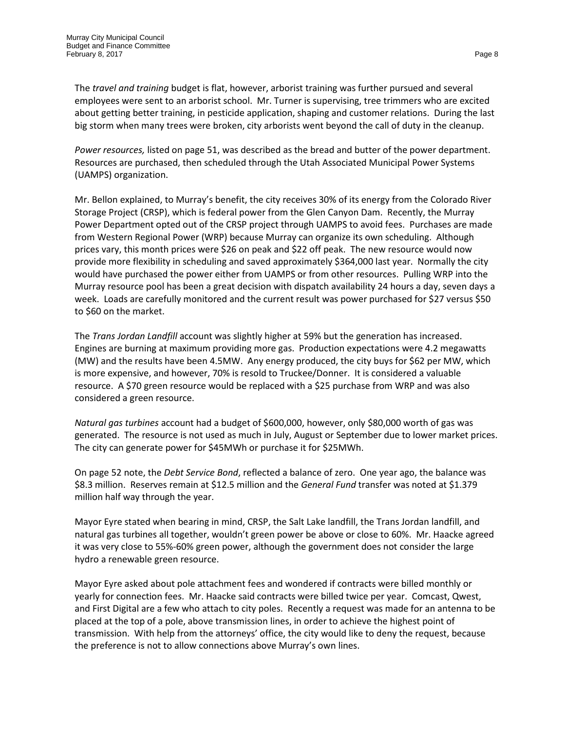The *travel and training* budget is flat, however, arborist training was further pursued and several employees were sent to an arborist school. Mr. Turner is supervising, tree trimmers who are excited about getting better training, in pesticide application, shaping and customer relations. During the last big storm when many trees were broken, city arborists went beyond the call of duty in the cleanup.

*Power resources,* listed on page 51, was described as the bread and butter of the power department. Resources are purchased, then scheduled through the Utah Associated Municipal Power Systems (UAMPS) organization.

Mr. Bellon explained, to Murray's benefit, the city receives 30% of its energy from the Colorado River Storage Project (CRSP), which is federal power from the Glen Canyon Dam. Recently, the Murray Power Department opted out of the CRSP project through UAMPS to avoid fees. Purchases are made from Western Regional Power (WRP) because Murray can organize its own scheduling. Although prices vary, this month prices were $26 on peak and $22 off peak. The new resource would now provide more flexibility in scheduling and saved approximately $364,000 last year. Normally the city would have purchased the power either from UAMPS or from other resources. Pulling WRP into the Murray resource pool has been a great decision with dispatch availability 24 hours a day, seven days a week. Loads are carefully monitored and the current result was power purchased for $27 versus $50 to $60 on the market.

The *Trans Jordan Landfill* account was slightly higher at 59% but the generation has increased. Engines are burning at maximum providing more gas. Production expectations were 4.2 megawatts (MW) and the results have been 4.5MW. Any energy produced, the city buys for $62 per MW, which is more expensive, and however, 70% is resold to Truckee/Donner. It is considered a valuable resource. A $70 green resource would be replaced with a $25 purchase from WRP and was also considered a green resource.

*Natural gas turbines* account had a budget of $600,000, however, only $80,000 worth of gas was generated. The resource is not used as much in July, August or September due to lower market prices. The city can generate power for $45MWh or purchase it for $25MWh.

On page 52 note, the *Debt Service Bond*, reflected a balance of zero. One year ago, the balance was $8.3 million. Reserves remain at $12.5 million and the *General Fund* transfer was noted at $1.379 million half way through the year.

Mayor Eyre stated when bearing in mind, CRSP, the Salt Lake landfill, the Trans Jordan landfill, and natural gas turbines all together, wouldn't green power be above or close to 60%. Mr. Haacke agreed it was very close to 55%-60% green power, although the government does not consider the large hydro a renewable green resource.

Mayor Eyre asked about pole attachment fees and wondered if contracts were billed monthly or yearly for connection fees. Mr. Haacke said contracts were billed twice per year. Comcast, Qwest, and First Digital are a few who attach to city poles. Recently a request was made for an antenna to be placed at the top of a pole, above transmission lines, in order to achieve the highest point of transmission. With help from the attorneys' office, the city would like to deny the request, because the preference is not to allow connections above Murray's own lines.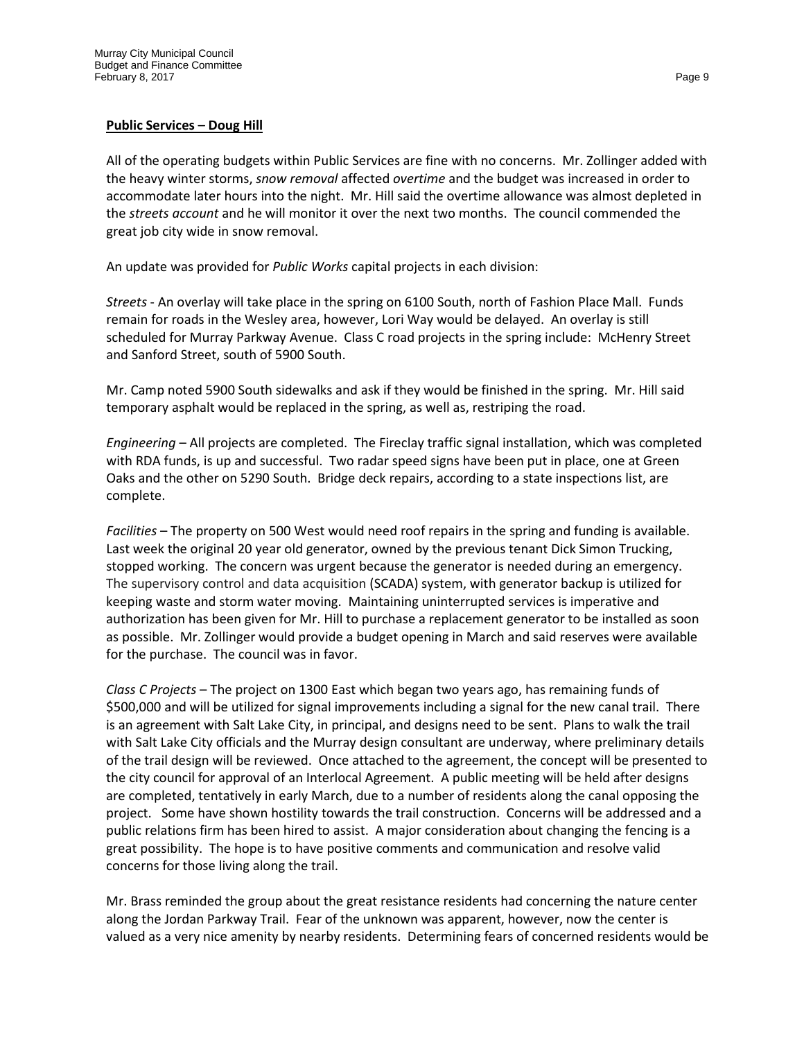**Public Services – Doug Hill**

All of the operating budgets within Public Services are fine with no concerns. Mr. Zollinger added with the heavy winter storms, *snow removal* affected *overtime* and the budget was increased in order to accommodate later hours into the night. Mr. Hill said the overtime allowance was almost depleted in the *streets account* and he will monitor it over the next two months. The council commended the great job city wide in snow removal.

An update was provided for *Public Works* capital projects in each division:

*Streets* - An overlay will take place in the spring on 6100 South, north of Fashion Place Mall. Funds remain for roads in the Wesley area, however, Lori Way would be delayed. An overlay is still scheduled for Murray Parkway Avenue. Class C road projects in the spring include: McHenry Street and Sanford Street, south of 5900 South.

Mr. Camp noted 5900 South sidewalks and ask if they would be finished in the spring. Mr. Hill said temporary asphalt would be replaced in the spring, as well as, restriping the road.

*Engineering* – All projects are completed. The Fireclay traffic signal installation, which was completed with RDA funds, is up and successful. Two radar speed signs have been put in place, one at Green Oaks and the other on 5290 South. Bridge deck repairs, according to a state inspections list, are complete.

*Facilities* – The property on 500 West would need roof repairs in the spring and funding is available. Last week the original 20 year old generator, owned by the previous tenant Dick Simon Trucking, stopped working. The concern was urgent because the generator is needed during an emergency. The supervisory control and data acquisition (SCADA) system, with generator backup is utilized for keeping waste and storm water moving. Maintaining uninterrupted services is imperative and authorization has been given for Mr. Hill to purchase a replacement generator to be installed as soon as possible. Mr. Zollinger would provide a budget opening in March and said reserves were available for the purchase. The council was in favor.

*Class C Projects* – The project on 1300 East which began two years ago, has remaining funds of $500,000 and will be utilized for signal improvements including a signal for the new canal trail. There is an agreement with Salt Lake City, in principal, and designs need to be sent. Plans to walk the trail with Salt Lake City officials and the Murray design consultant are underway, where preliminary details of the trail design will be reviewed. Once attached to the agreement, the concept will be presented to the city council for approval of an Interlocal Agreement. A public meeting will be held after designs are completed, tentatively in early March, due to a number of residents along the canal opposing the project. Some have shown hostility towards the trail construction. Concerns will be addressed and a public relations firm has been hired to assist. A major consideration about changing the fencing is a great possibility. The hope is to have positive comments and communication and resolve valid concerns for those living along the trail.

Mr. Brass reminded the group about the great resistance residents had concerning the nature center along the Jordan Parkway Trail. Fear of the unknown was apparent, however, now the center is valued as a very nice amenity by nearby residents. Determining fears of concerned residents would be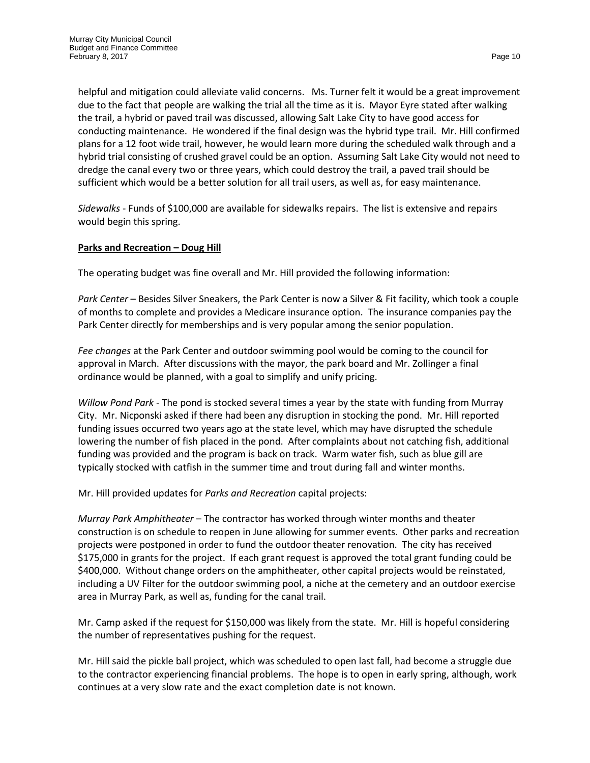helpful and mitigation could alleviate valid concerns. Ms. Turner felt it would be a great improvement due to the fact that people are walking the trial all the time as it is. Mayor Eyre stated after walking the trail, a hybrid or paved trail was discussed, allowing Salt Lake City to have good access for conducting maintenance. He wondered if the final design was the hybrid type trail. Mr. Hill confirmed plans for a 12 foot wide trail, however, he would learn more during the scheduled walk through and a hybrid trial consisting of crushed gravel could be an option. Assuming Salt Lake City would not need to dredge the canal every two or three years, which could destroy the trail, a paved trail should be sufficient which would be a better solution for all trail users, as well as, for easy maintenance.

*Sidewalks* - Funds of $100,000 are available for sidewalks repairs. The list is extensive and repairs would begin this spring.

**Parks and Recreation – Doug Hill**

The operating budget was fine overall and Mr. Hill provided the following information:

*Park Center* – Besides Silver Sneakers, the Park Center is now a Silver & Fit facility, which took a couple of months to complete and provides a Medicare insurance option. The insurance companies pay the Park Center directly for memberships and is very popular among the senior population.

*Fee changes* at the Park Center and outdoor swimming pool would be coming to the council for approval in March. After discussions with the mayor, the park board and Mr. Zollinger a final ordinance would be planned, with a goal to simplify and unify pricing.

*Willow Pond Park* - The pond is stocked several times a year by the state with funding from Murray City. Mr. Nicponski asked if there had been any disruption in stocking the pond. Mr. Hill reported funding issues occurred two years ago at the state level, which may have disrupted the schedule lowering the number of fish placed in the pond. After complaints about not catching fish, additional funding was provided and the program is back on track. Warm water fish, such as blue gill are typically stocked with catfish in the summer time and trout during fall and winter months.

Mr. Hill provided updates for *Parks and Recreation* capital projects:

*Murray Park Amphitheater* – The contractor has worked through winter months and theater construction is on schedule to reopen in June allowing for summer events. Other parks and recreation projects were postponed in order to fund the outdoor theater renovation. The city has received $175,000 in grants for the project. If each grant request is approved the total grant funding could be $400,000. Without change orders on the amphitheater, other capital projects would be reinstated, including a UV Filter for the outdoor swimming pool, a niche at the cemetery and an outdoor exercise area in Murray Park, as well as, funding for the canal trail.

Mr. Camp asked if the request for $150,000 was likely from the state. Mr. Hill is hopeful considering the number of representatives pushing for the request.

Mr. Hill said the pickle ball project, which was scheduled to open last fall, had become a struggle due to the contractor experiencing financial problems. The hope is to open in early spring, although, work continues at a very slow rate and the exact completion date is not known.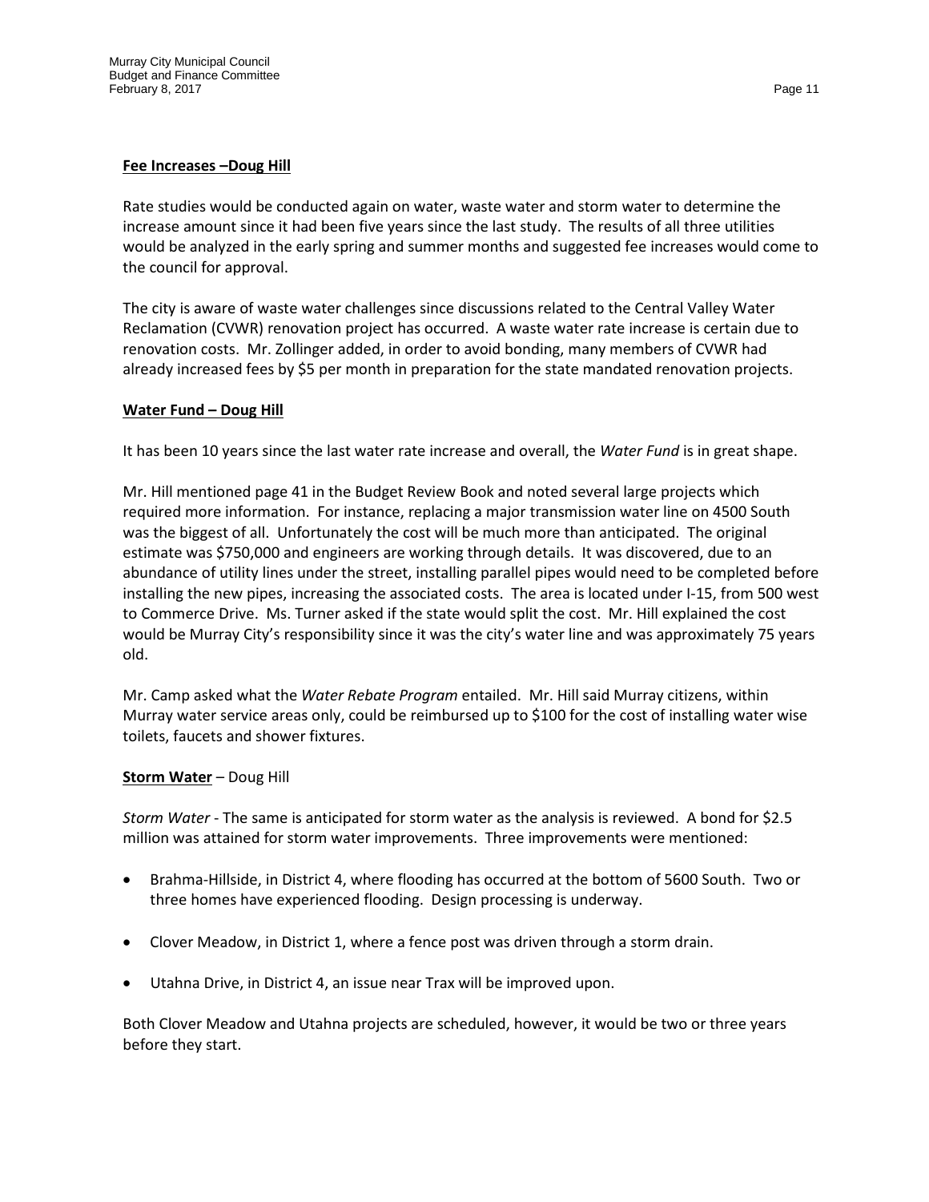**Fee Increases –Doug Hill**

Rate studies would be conducted again on water, waste water and storm water to determine the increase amount since it had been five years since the last study. The results of all three utilities would be analyzed in the early spring and summer months and suggested fee increases would come to the council for approval.

The city is aware of waste water challenges since discussions related to the Central Valley Water Reclamation (CVWR) renovation project has occurred. A waste water rate increase is certain due to renovation costs. Mr. Zollinger added, in order to avoid bonding, many members of CVWR had already increased fees by $5 per month in preparation for the state mandated renovation projects.

**Water Fund – Doug Hill**

It has been 10 years since the last water rate increase and overall, the *Water Fund* is in great shape.

Mr. Hill mentioned page 41 in the Budget Review Book and noted several large projects which required more information. For instance, replacing a major transmission water line on 4500 South was the biggest of all. Unfortunately the cost will be much more than anticipated. The original estimate was $750,000 and engineers are working through details. It was discovered, due to an abundance of utility lines under the street, installing parallel pipes would need to be completed before installing the new pipes, increasing the associated costs. The area is located under I-15, from 500 west to Commerce Drive. Ms. Turner asked if the state would split the cost. Mr. Hill explained the cost would be Murray City's responsibility since it was the city's water line and was approximately 75 years old.

Mr. Camp asked what the *Water Rebate Program* entailed. Mr. Hill said Murray citizens, within Murray water service areas only, could be reimbursed up to $100 for the cost of installing water wise toilets, faucets and shower fixtures.

**Storm Water** – Doug Hill

*Storm Water* - The same is anticipated for storm water as the analysis is reviewed. A bond for $2.5 million was attained for storm water improvements. Three improvements were mentioned:

- Brahma-Hillside, in District 4, where flooding has occurred at the bottom of 5600 South. Two or three homes have experienced flooding. Design processing is underway.
- Clover Meadow, in District 1, where a fence post was driven through a storm drain.
- Utahna Drive, in District 4, an issue near Trax will be improved upon.

Both Clover Meadow and Utahna projects are scheduled, however, it would be two or three years before they start.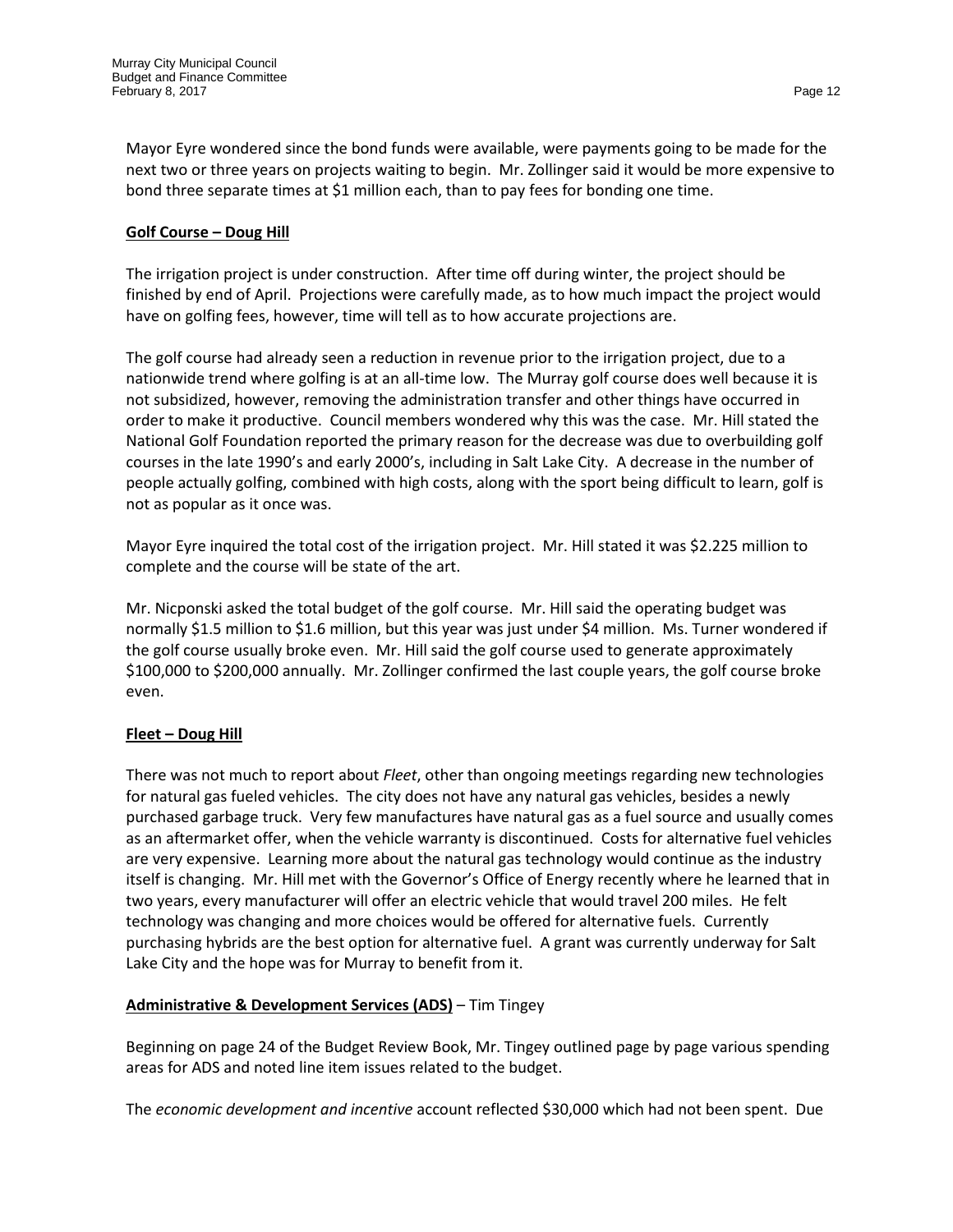Mayor Eyre wondered since the bond funds were available, were payments going to be made for the next two or three years on projects waiting to begin. Mr. Zollinger said it would be more expensive to bond three separate times at $1 million each, than to pay fees for bonding one time.

**Golf Course – Doug Hill**

The irrigation project is under construction. After time off during winter, the project should be finished by end of April. Projections were carefully made, as to how much impact the project would have on golfing fees, however, time will tell as to how accurate projections are.

The golf course had already seen a reduction in revenue prior to the irrigation project, due to a nationwide trend where golfing is at an all-time low. The Murray golf course does well because it is not subsidized, however, removing the administration transfer and other things have occurred in order to make it productive. Council members wondered why this was the case. Mr. Hill stated the National Golf Foundation reported the primary reason for the decrease was due to overbuilding golf courses in the late 1990's and early 2000's, including in Salt Lake City. A decrease in the number of people actually golfing, combined with high costs, along with the sport being difficult to learn, golf is not as popular as it once was.

Mayor Eyre inquired the total cost of the irrigation project. Mr. Hill stated it was $2.225 million to complete and the course will be state of the art.

Mr. Nicponski asked the total budget of the golf course. Mr. Hill said the operating budget was normally $1.5 million to $1.6 million, but this year was just under $4 million. Ms. Turner wondered if the golf course usually broke even. Mr. Hill said the golf course used to generate approximately $100,000 to $200,000 annually. Mr. Zollinger confirmed the last couple years, the golf course broke even.

**Fleet – Doug Hill**

There was not much to report about *Fleet*, other than ongoing meetings regarding new technologies for natural gas fueled vehicles. The city does not have any natural gas vehicles, besides a newly purchased garbage truck. Very few manufactures have natural gas as a fuel source and usually comes as an aftermarket offer, when the vehicle warranty is discontinued. Costs for alternative fuel vehicles are very expensive. Learning more about the natural gas technology would continue as the industry itself is changing. Mr. Hill met with the Governor's Office of Energy recently where he learned that in two years, every manufacturer will offer an electric vehicle that would travel 200 miles. He felt technology was changing and more choices would be offered for alternative fuels. Currently purchasing hybrids are the best option for alternative fuel. A grant was currently underway for Salt Lake City and the hope was for Murray to benefit from it.

**Administrative & Development Services (ADS)** – Tim Tingey

Beginning on page 24 of the Budget Review Book, Mr. Tingey outlined page by page various spending areas for ADS and noted line item issues related to the budget.

The *economic development and incentive* account reflected $30,000 which had not been spent. Due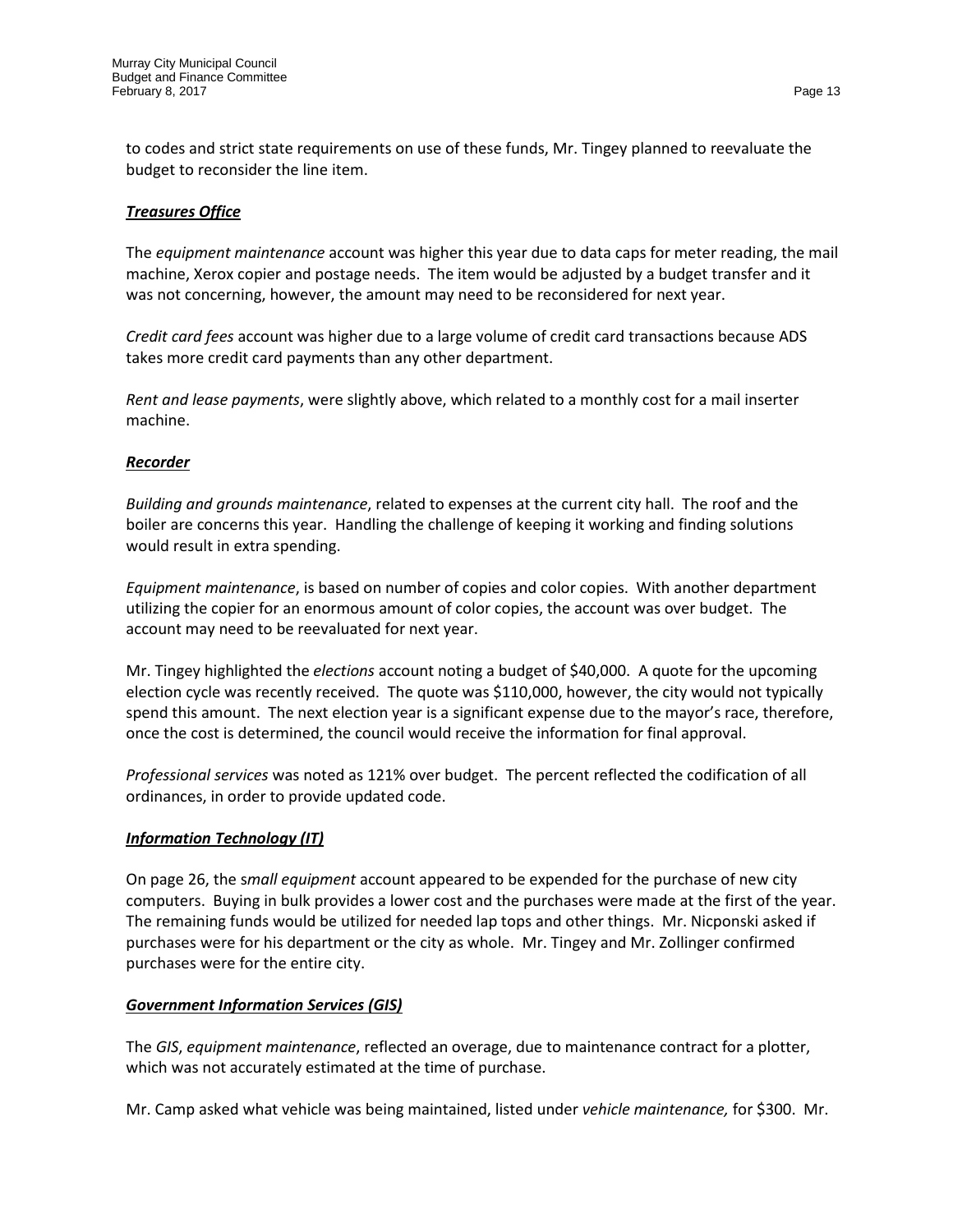to codes and strict state requirements on use of these funds, Mr. Tingey planned to reevaluate the budget to reconsider the line item.

***Treasures Office***

The *equipment maintenance* account was higher this year due to data caps for meter reading, the mail machine, Xerox copier and postage needs. The item would be adjusted by a budget transfer and it was not concerning, however, the amount may need to be reconsidered for next year.

*Credit card fees* account was higher due to a large volume of credit card transactions because ADS takes more credit card payments than any other department.

*Rent and lease payments*, were slightly above, which related to a monthly cost for a mail inserter machine.

***Recorder***

*Building and grounds maintenance*, related to expenses at the current city hall. The roof and the boiler are concerns this year. Handling the challenge of keeping it working and finding solutions would result in extra spending.

*Equipment maintenance*, is based on number of copies and color copies. With another department utilizing the copier for an enormous amount of color copies, the account was over budget. The account may need to be reevaluated for next year.

Mr. Tingey highlighted the *elections* account noting a budget of $40,000. A quote for the upcoming election cycle was recently received. The quote was $110,000, however, the city would not typically spend this amount. The next election year is a significant expense due to the mayor's race, therefore, once the cost is determined, the council would receive the information for final approval.

*Professional services* was noted as 121% over budget. The percent reflected the codification of all ordinances, in order to provide updated code.

***Information Technology (IT)***

On page 26, the s*mall equipment* account appeared to be expended for the purchase of new city computers. Buying in bulk provides a lower cost and the purchases were made at the first of the year. The remaining funds would be utilized for needed lap tops and other things. Mr. Nicponski asked if purchases were for his department or the city as whole. Mr. Tingey and Mr. Zollinger confirmed purchases were for the entire city.

***Government Information Services (GIS)***

The *GIS*, *equipment maintenance*, reflected an overage, due to maintenance contract for a plotter, which was not accurately estimated at the time of purchase.

Mr. Camp asked what vehicle was being maintained, listed under *vehicle maintenance,* for $300. Mr.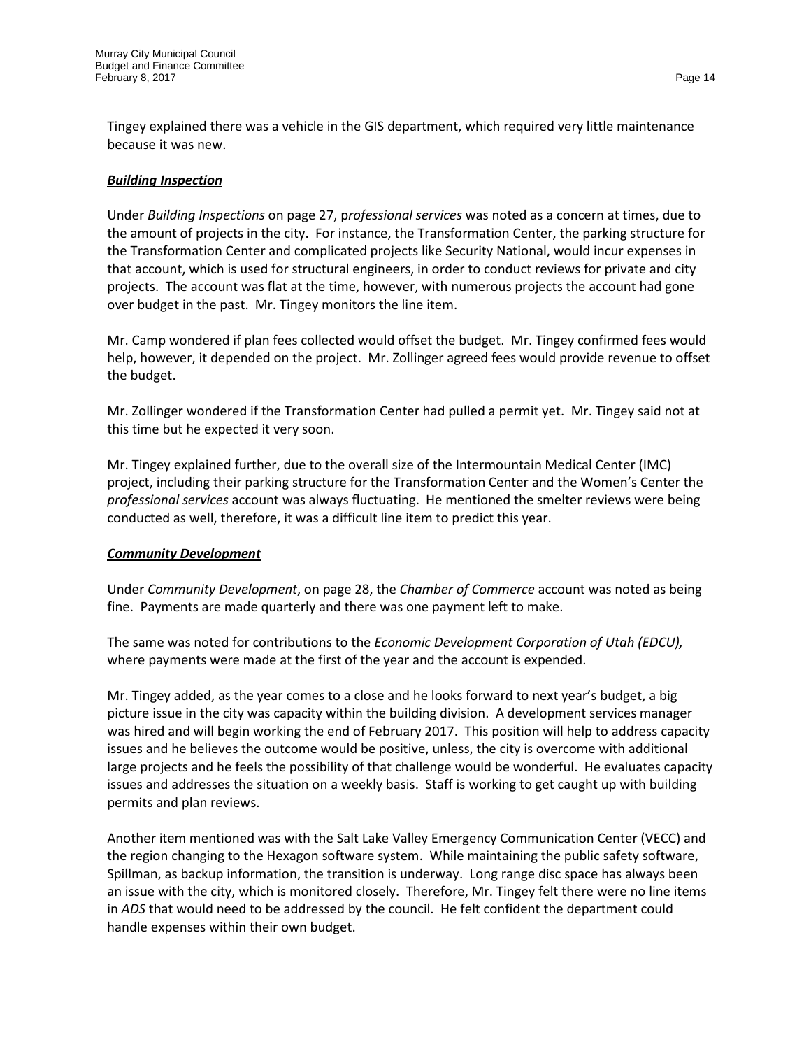Tingey explained there was a vehicle in the GIS department, which required very little maintenance because it was new.

***Building Inspection***

Under *Building Inspections* on page 27, p*rofessional services* was noted as a concern at times, due to the amount of projects in the city. For instance, the Transformation Center, the parking structure for the Transformation Center and complicated projects like Security National, would incur expenses in that account, which is used for structural engineers, in order to conduct reviews for private and city projects. The account was flat at the time, however, with numerous projects the account had gone over budget in the past. Mr. Tingey monitors the line item.

Mr. Camp wondered if plan fees collected would offset the budget. Mr. Tingey confirmed fees would help, however, it depended on the project. Mr. Zollinger agreed fees would provide revenue to offset the budget.

Mr. Zollinger wondered if the Transformation Center had pulled a permit yet. Mr. Tingey said not at this time but he expected it very soon.

Mr. Tingey explained further, due to the overall size of the Intermountain Medical Center (IMC) project, including their parking structure for the Transformation Center and the Women's Center the *professional services* account was always fluctuating. He mentioned the smelter reviews were being conducted as well, therefore, it was a difficult line item to predict this year.

***Community Development***

Under *Community Development*, on page 28, the *Chamber of Commerce* account was noted as being fine. Payments are made quarterly and there was one payment left to make.

The same was noted for contributions to the *Economic Development Corporation of Utah (EDCU),* where payments were made at the first of the year and the account is expended.

Mr. Tingey added, as the year comes to a close and he looks forward to next year's budget, a big picture issue in the city was capacity within the building division. A development services manager was hired and will begin working the end of February 2017. This position will help to address capacity issues and he believes the outcome would be positive, unless, the city is overcome with additional large projects and he feels the possibility of that challenge would be wonderful. He evaluates capacity issues and addresses the situation on a weekly basis. Staff is working to get caught up with building permits and plan reviews.

Another item mentioned was with the Salt Lake Valley Emergency Communication Center (VECC) and the region changing to the Hexagon software system. While maintaining the public safety software, Spillman, as backup information, the transition is underway. Long range disc space has always been an issue with the city, which is monitored closely. Therefore, Mr. Tingey felt there were no line items in *ADS* that would need to be addressed by the council. He felt confident the department could handle expenses within their own budget.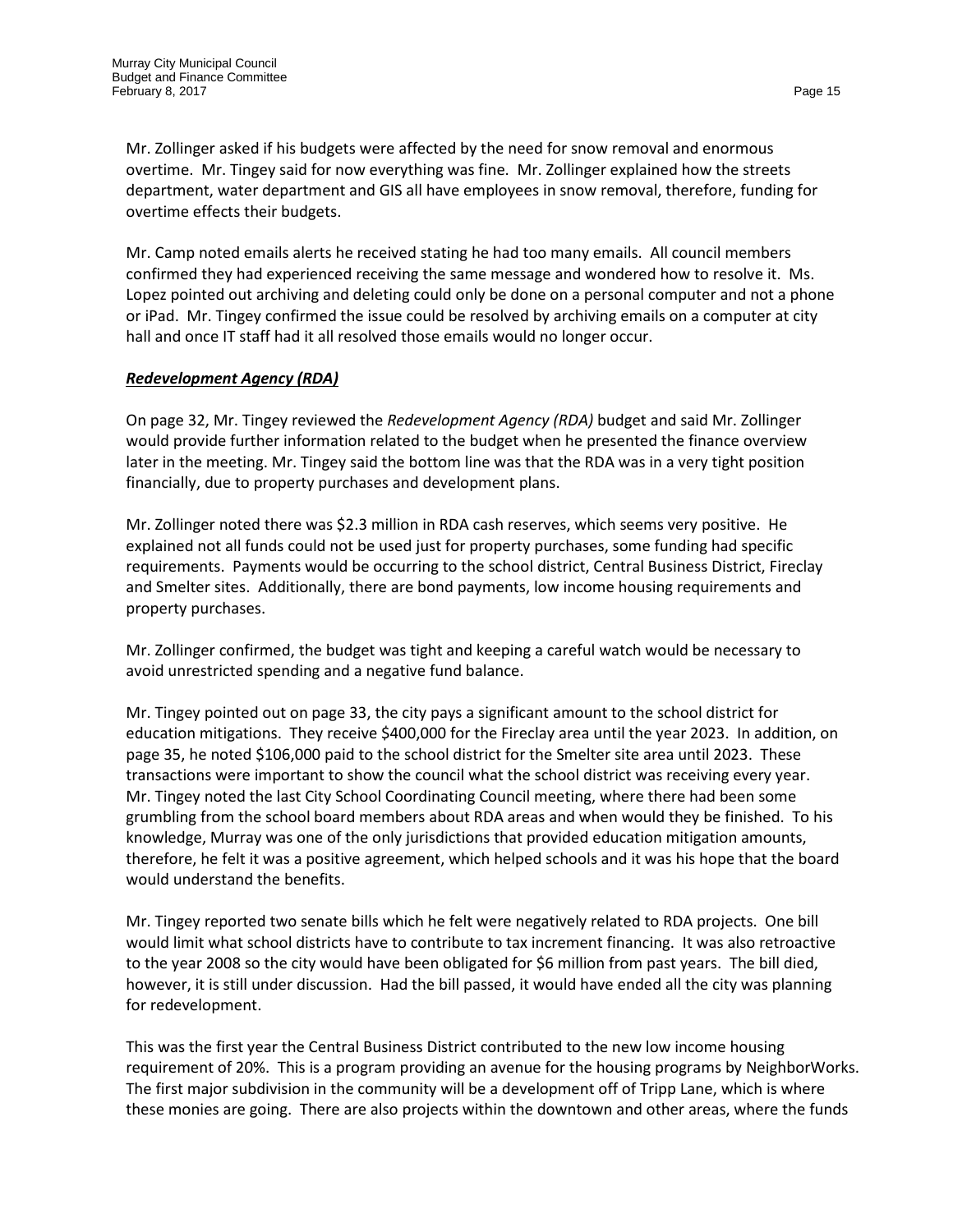Mr. Zollinger asked if his budgets were affected by the need for snow removal and enormous overtime. Mr. Tingey said for now everything was fine. Mr. Zollinger explained how the streets department, water department and GIS all have employees in snow removal, therefore, funding for overtime effects their budgets.

Mr. Camp noted emails alerts he received stating he had too many emails. All council members confirmed they had experienced receiving the same message and wondered how to resolve it. Ms. Lopez pointed out archiving and deleting could only be done on a personal computer and not a phone or iPad. Mr. Tingey confirmed the issue could be resolved by archiving emails on a computer at city hall and once IT staff had it all resolved those emails would no longer occur.

***Redevelopment Agency (RDA)***

On page 32, Mr. Tingey reviewed the *Redevelopment Agency (RDA)* budget and said Mr. Zollinger would provide further information related to the budget when he presented the finance overview later in the meeting. Mr. Tingey said the bottom line was that the RDA was in a very tight position financially, due to property purchases and development plans.

Mr. Zollinger noted there was $2.3 million in RDA cash reserves, which seems very positive. He explained not all funds could not be used just for property purchases, some funding had specific requirements. Payments would be occurring to the school district, Central Business District, Fireclay and Smelter sites. Additionally, there are bond payments, low income housing requirements and property purchases.

Mr. Zollinger confirmed, the budget was tight and keeping a careful watch would be necessary to avoid unrestricted spending and a negative fund balance.

Mr. Tingey pointed out on page 33, the city pays a significant amount to the school district for education mitigations. They receive $400,000 for the Fireclay area until the year 2023. In addition, on page 35, he noted $106,000 paid to the school district for the Smelter site area until 2023. These transactions were important to show the council what the school district was receiving every year. Mr. Tingey noted the last City School Coordinating Council meeting, where there had been some grumbling from the school board members about RDA areas and when would they be finished. To his knowledge, Murray was one of the only jurisdictions that provided education mitigation amounts, therefore, he felt it was a positive agreement, which helped schools and it was his hope that the board would understand the benefits.

Mr. Tingey reported two senate bills which he felt were negatively related to RDA projects. One bill would limit what school districts have to contribute to tax increment financing. It was also retroactive to the year 2008 so the city would have been obligated for $6 million from past years. The bill died, however, it is still under discussion. Had the bill passed, it would have ended all the city was planning for redevelopment.

This was the first year the Central Business District contributed to the new low income housing requirement of 20%. This is a program providing an avenue for the housing programs by NeighborWorks. The first major subdivision in the community will be a development off of Tripp Lane, which is where these monies are going. There are also projects within the downtown and other areas, where the funds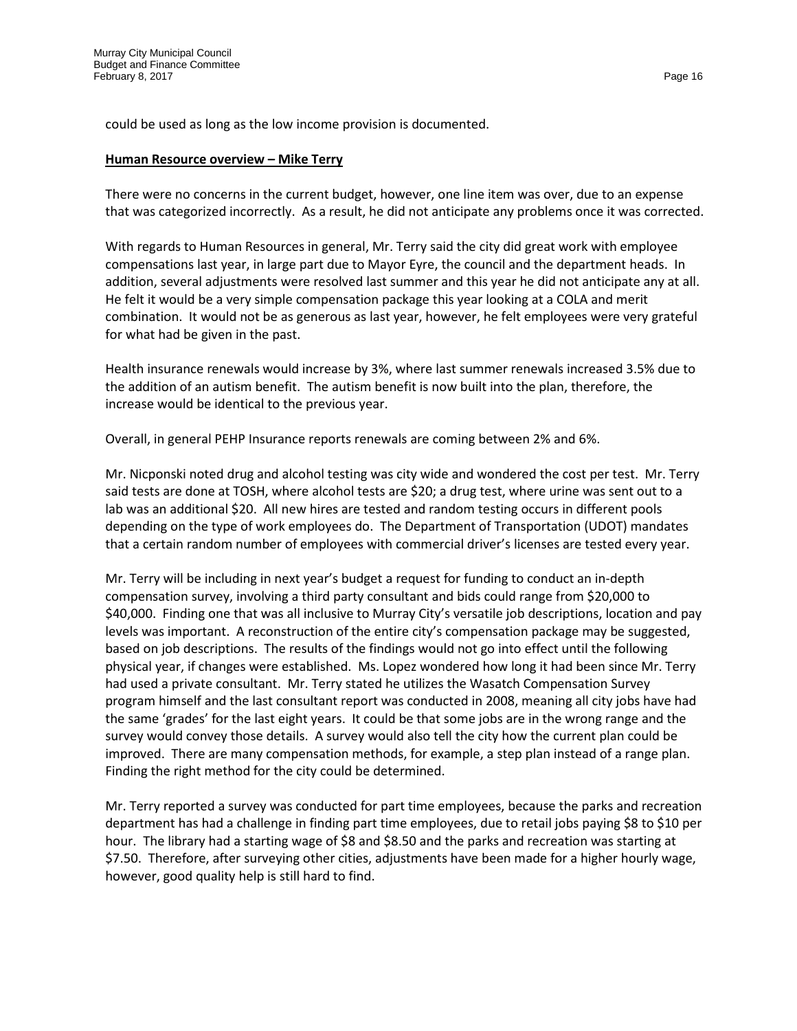could be used as long as the low income provision is documented.

**Human Resource overview – Mike Terry**

There were no concerns in the current budget, however, one line item was over, due to an expense that was categorized incorrectly. As a result, he did not anticipate any problems once it was corrected.

With regards to Human Resources in general, Mr. Terry said the city did great work with employee compensations last year, in large part due to Mayor Eyre, the council and the department heads. In addition, several adjustments were resolved last summer and this year he did not anticipate any at all. He felt it would be a very simple compensation package this year looking at a COLA and merit combination. It would not be as generous as last year, however, he felt employees were very grateful for what had be given in the past.

Health insurance renewals would increase by 3%, where last summer renewals increased 3.5% due to the addition of an autism benefit. The autism benefit is now built into the plan, therefore, the increase would be identical to the previous year.

Overall, in general PEHP Insurance reports renewals are coming between 2% and 6%.

Mr. Nicponski noted drug and alcohol testing was city wide and wondered the cost per test. Mr. Terry said tests are done at TOSH, where alcohol tests are $20; a drug test, where urine was sent out to a lab was an additional $20. All new hires are tested and random testing occurs in different pools depending on the type of work employees do. The Department of Transportation (UDOT) mandates that a certain random number of employees with commercial driver's licenses are tested every year.

Mr. Terry will be including in next year's budget a request for funding to conduct an in-depth compensation survey, involving a third party consultant and bids could range from $20,000 to $40,000. Finding one that was all inclusive to Murray City's versatile job descriptions, location and pay levels was important. A reconstruction of the entire city's compensation package may be suggested, based on job descriptions. The results of the findings would not go into effect until the following physical year, if changes were established. Ms. Lopez wondered how long it had been since Mr. Terry had used a private consultant. Mr. Terry stated he utilizes the Wasatch Compensation Survey program himself and the last consultant report was conducted in 2008, meaning all city jobs have had the same 'grades' for the last eight years. It could be that some jobs are in the wrong range and the survey would convey those details. A survey would also tell the city how the current plan could be improved. There are many compensation methods, for example, a step plan instead of a range plan. Finding the right method for the city could be determined.

Mr. Terry reported a survey was conducted for part time employees, because the parks and recreation department has had a challenge in finding part time employees, due to retail jobs paying $8 to $10 per hour. The library had a starting wage of $8 and $8.50 and the parks and recreation was starting at $7.50. Therefore, after surveying other cities, adjustments have been made for a higher hourly wage, however, good quality help is still hard to find.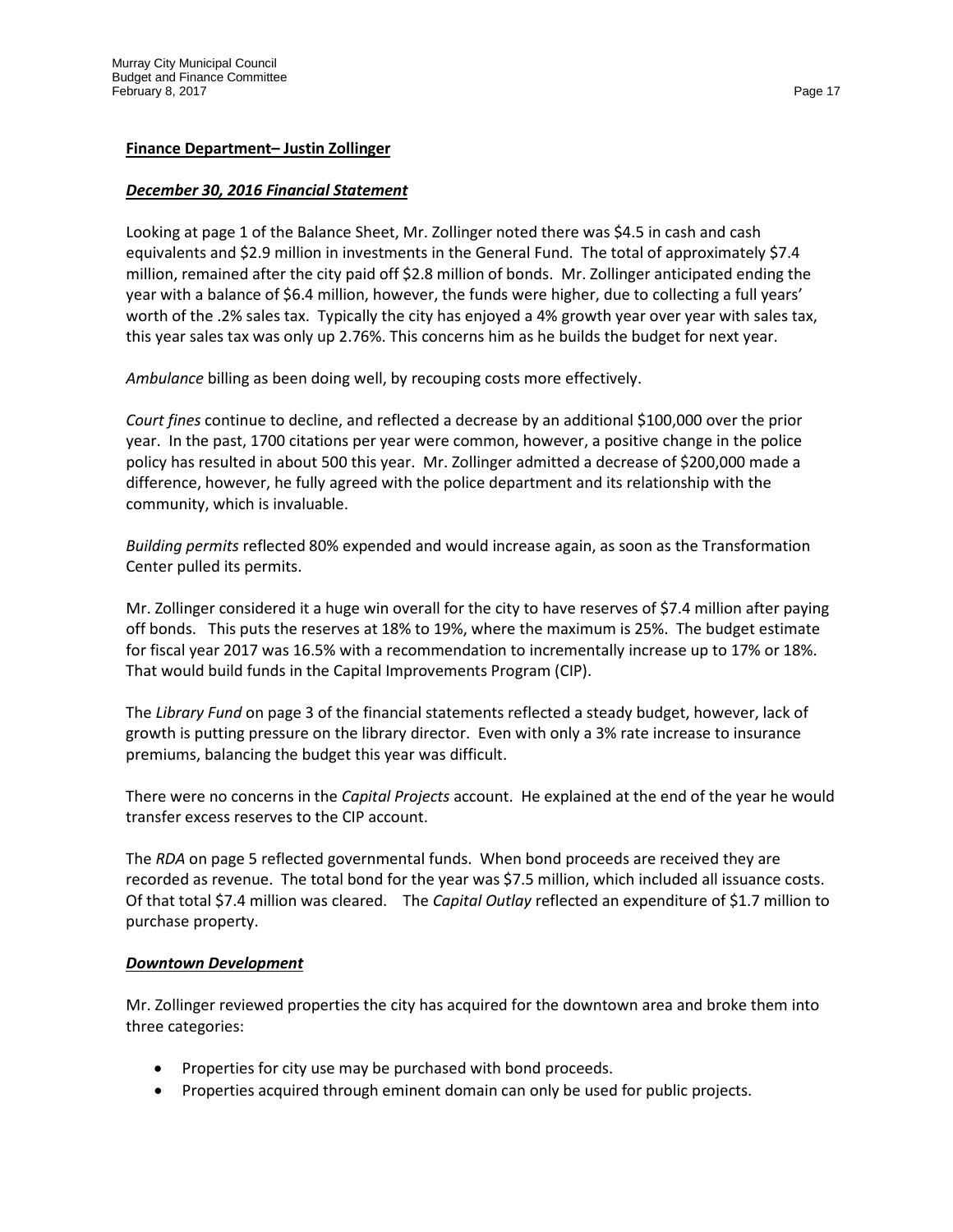**Finance Department– Justin Zollinger**

***December 30, 2016 Financial Statement***

Looking at page 1 of the Balance Sheet, Mr. Zollinger noted there was $4.5 in cash and cash equivalents and $2.9 million in investments in the General Fund. The total of approximately $7.4 million, remained after the city paid off $2.8 million of bonds. Mr. Zollinger anticipated ending the year with a balance of $6.4 million, however, the funds were higher, due to collecting a full years' worth of the .2% sales tax. Typically the city has enjoyed a 4% growth year over year with sales tax, this year sales tax was only up 2.76%. This concerns him as he builds the budget for next year.

*Ambulance* billing as been doing well, by recouping costs more effectively.

*Court fines* continue to decline, and reflected a decrease by an additional $100,000 over the prior year. In the past, 1700 citations per year were common, however, a positive change in the police policy has resulted in about 500 this year. Mr. Zollinger admitted a decrease of $200,000 made a difference, however, he fully agreed with the police department and its relationship with the community, which is invaluable.

*Building permits* reflected 80% expended and would increase again, as soon as the Transformation Center pulled its permits.

Mr. Zollinger considered it a huge win overall for the city to have reserves of $7.4 million after paying off bonds. This puts the reserves at 18% to 19%, where the maximum is 25%. The budget estimate for fiscal year 2017 was 16.5% with a recommendation to incrementally increase up to 17% or 18%. That would build funds in the Capital Improvements Program (CIP).

The *Library Fund* on page 3 of the financial statements reflected a steady budget, however, lack of growth is putting pressure on the library director. Even with only a 3% rate increase to insurance premiums, balancing the budget this year was difficult.

There were no concerns in the *Capital Projects* account. He explained at the end of the year he would transfer excess reserves to the CIP account.

The *RDA* on page 5 reflected governmental funds. When bond proceeds are received they are recorded as revenue. The total bond for the year was $7.5 million, which included all issuance costs. Of that total $7.4 million was cleared. The *Capital Outlay* reflected an expenditure of $1.7 million to purchase property.

***Downtown Development***

Mr. Zollinger reviewed properties the city has acquired for the downtown area and broke them into three categories:

- Properties for city use may be purchased with bond proceeds.
- Properties acquired through eminent domain can only be used for public projects.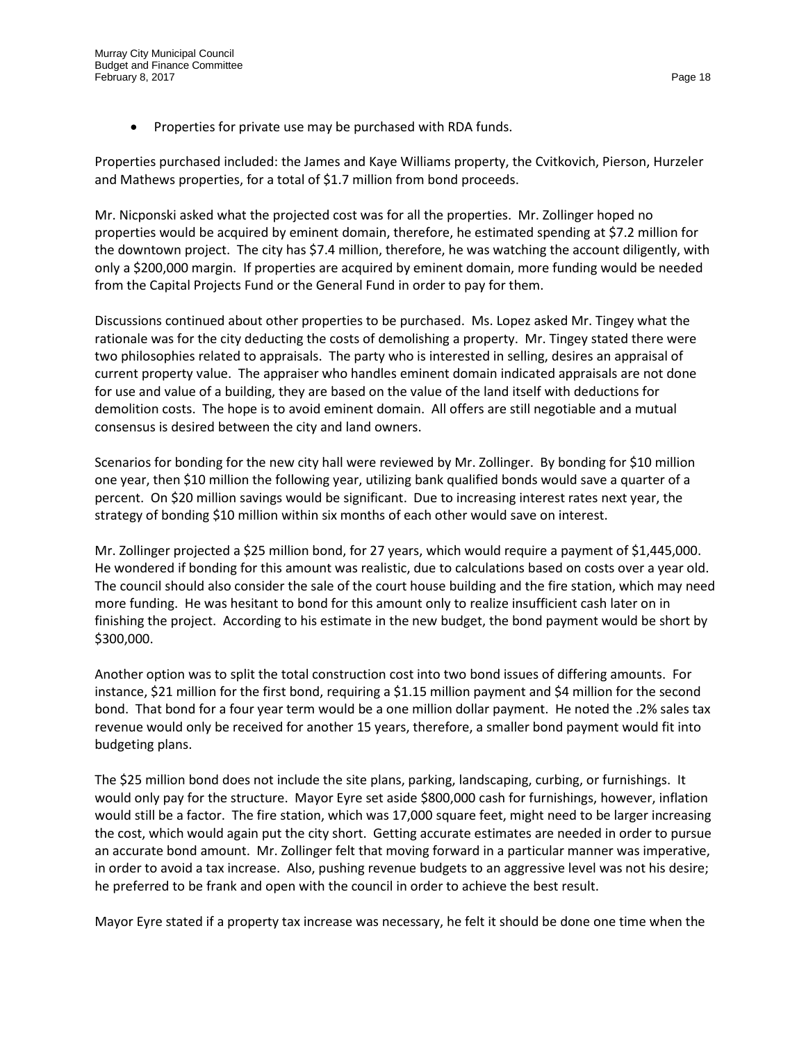- Properties for private use may be purchased with RDA funds.

Properties purchased included: the James and Kaye Williams property, the Cvitkovich, Pierson, Hurzeler and Mathews properties, for a total of $1.7 million from bond proceeds.

Mr. Nicponski asked what the projected cost was for all the properties. Mr. Zollinger hoped no properties would be acquired by eminent domain, therefore, he estimated spending at $7.2 million for the downtown project. The city has $7.4 million, therefore, he was watching the account diligently, with only a $200,000 margin. If properties are acquired by eminent domain, more funding would be needed from the Capital Projects Fund or the General Fund in order to pay for them.

Discussions continued about other properties to be purchased. Ms. Lopez asked Mr. Tingey what the rationale was for the city deducting the costs of demolishing a property. Mr. Tingey stated there were two philosophies related to appraisals. The party who is interested in selling, desires an appraisal of current property value. The appraiser who handles eminent domain indicated appraisals are not done for use and value of a building, they are based on the value of the land itself with deductions for demolition costs. The hope is to avoid eminent domain. All offers are still negotiable and a mutual consensus is desired between the city and land owners.

Scenarios for bonding for the new city hall were reviewed by Mr. Zollinger. By bonding for $10 million one year, then $10 million the following year, utilizing bank qualified bonds would save a quarter of a percent. On $20 million savings would be significant. Due to increasing interest rates next year, the strategy of bonding $10 million within six months of each other would save on interest.

Mr. Zollinger projected a $25 million bond, for 27 years, which would require a payment of $1,445,000. He wondered if bonding for this amount was realistic, due to calculations based on costs over a year old. The council should also consider the sale of the court house building and the fire station, which may need more funding. He was hesitant to bond for this amount only to realize insufficient cash later on in finishing the project. According to his estimate in the new budget, the bond payment would be short by $300,000.

Another option was to split the total construction cost into two bond issues of differing amounts. For instance, $21 million for the first bond, requiring a $1.15 million payment and $4 million for the second bond. That bond for a four year term would be a one million dollar payment. He noted the .2% sales tax revenue would only be received for another 15 years, therefore, a smaller bond payment would fit into budgeting plans.

The $25 million bond does not include the site plans, parking, landscaping, curbing, or furnishings. It would only pay for the structure. Mayor Eyre set aside $800,000 cash for furnishings, however, inflation would still be a factor. The fire station, which was 17,000 square feet, might need to be larger increasing the cost, which would again put the city short. Getting accurate estimates are needed in order to pursue an accurate bond amount. Mr. Zollinger felt that moving forward in a particular manner was imperative, in order to avoid a tax increase. Also, pushing revenue budgets to an aggressive level was not his desire; he preferred to be frank and open with the council in order to achieve the best result.

Mayor Eyre stated if a property tax increase was necessary, he felt it should be done one time when the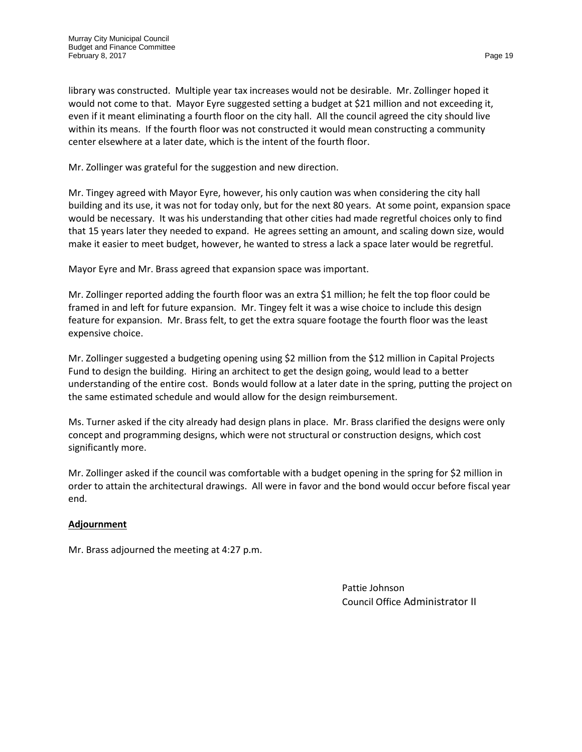library was constructed. Multiple year tax increases would not be desirable. Mr. Zollinger hoped it would not come to that. Mayor Eyre suggested setting a budget at $21 million and not exceeding it, even if it meant eliminating a fourth floor on the city hall. All the council agreed the city should live within its means. If the fourth floor was not constructed it would mean constructing a community center elsewhere at a later date, which is the intent of the fourth floor.

Mr. Zollinger was grateful for the suggestion and new direction.

Mr. Tingey agreed with Mayor Eyre, however, his only caution was when considering the city hall building and its use, it was not for today only, but for the next 80 years. At some point, expansion space would be necessary. It was his understanding that other cities had made regretful choices only to find that 15 years later they needed to expand. He agrees setting an amount, and scaling down size, would make it easier to meet budget, however, he wanted to stress a lack a space later would be regretful.

Mayor Eyre and Mr. Brass agreed that expansion space was important.

Mr. Zollinger reported adding the fourth floor was an extra $1 million; he felt the top floor could be framed in and left for future expansion. Mr. Tingey felt it was a wise choice to include this design feature for expansion. Mr. Brass felt, to get the extra square footage the fourth floor was the least expensive choice.

Mr. Zollinger suggested a budgeting opening using $2 million from the $12 million in Capital Projects Fund to design the building. Hiring an architect to get the design going, would lead to a better understanding of the entire cost. Bonds would follow at a later date in the spring, putting the project on the same estimated schedule and would allow for the design reimbursement.

Ms. Turner asked if the city already had design plans in place. Mr. Brass clarified the designs were only concept and programming designs, which were not structural or construction designs, which cost significantly more.

Mr. Zollinger asked if the council was comfortable with a budget opening in the spring for $2 million in order to attain the architectural drawings. All were in favor and the bond would occur before fiscal year end.

**Adjournment**

Mr. Brass adjourned the meeting at 4:27 p.m.

Pattie Johnson
Council Office Administrator II